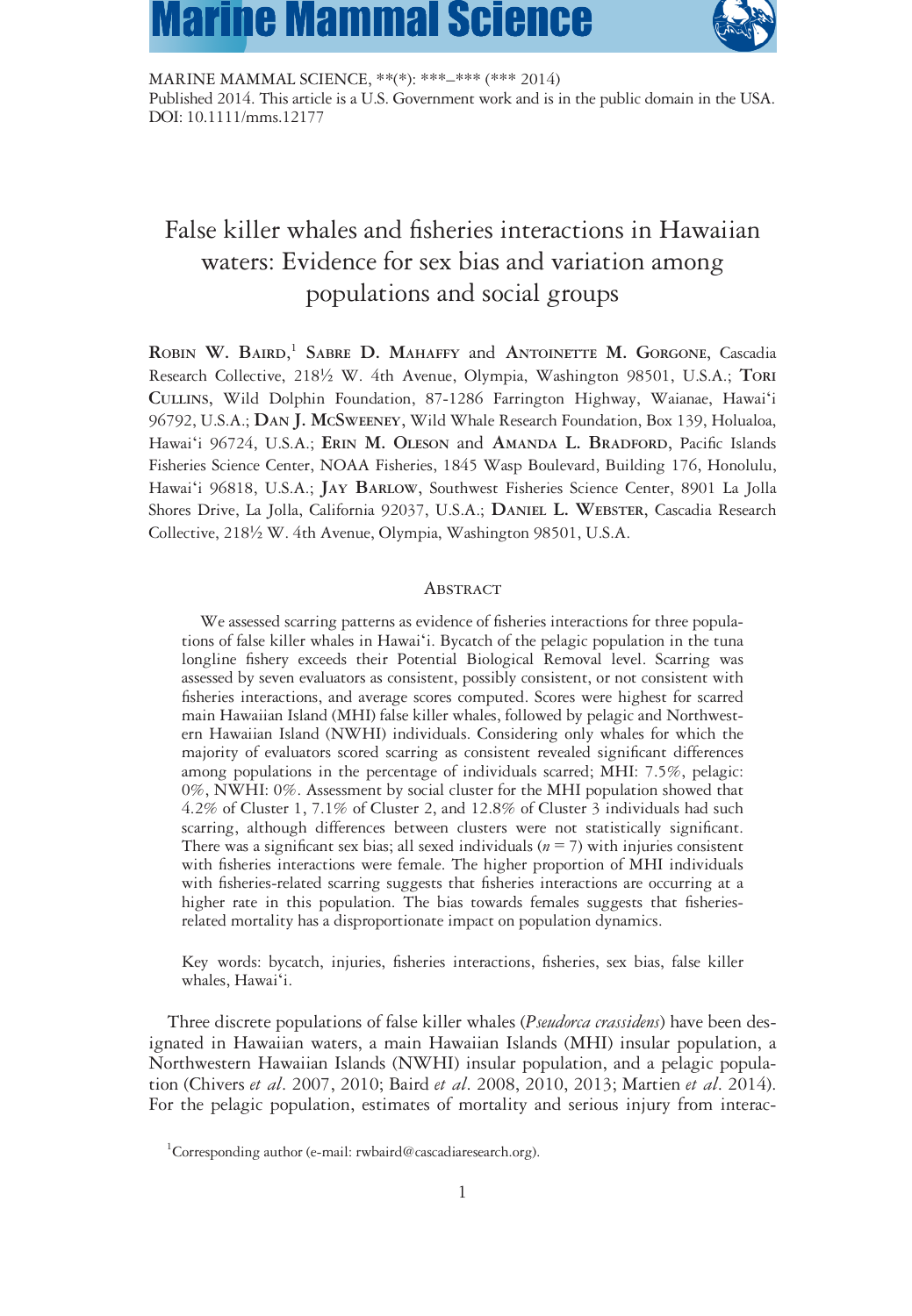MARINE MAMMAL SCIENCE, **(*): ***–*** (*** 2014)
Published 2014. This article is a U.S. Government work and is in the public domain in the USA.
DOI: 10.1111/mms.12177

# False killer whales and fisheries interactions in Hawaiian waters: Evidence for sex bias and variation among populations and social groups

ROBIN W. BAIRD,[1] SABRE D. MAHAFFY and ANTOINETTE M. GORGONE, Cascadia Research Collective, 218½ W. 4th Avenue, Olympia, Washington 98501, U.S.A.; TORI CULLINS, Wild Dolphin Foundation, 87-1286 Farrington Highway, Waianae, Hawai'i 96792, U.S.A.; DAN J. MCSWEENEY, Wild Whale Research Foundation, Box 139, Holualoa, Hawai'i 96724, U.S.A.; ERIN M. OLESON and AMANDA L. BRADFORD, Pacific Islands Fisheries Science Center, NOAA Fisheries, 1845 Wasp Boulevard, Building 176, Honolulu, Hawai'i 96818, U.S.A.; JAY BARLOW, Southwest Fisheries Science Center, 8901 La Jolla Shores Drive, La Jolla, California 92037, U.S.A.; DANIEL L. WEBSTER, Cascadia Research Collective, 218½ W. 4th Avenue, Olympia, Washington 98501, U.S.A.

## Abstract

We assessed scarring patterns as evidence of fisheries interactions for three populations of false killer whales in Hawai'i. Bycatch of the pelagic population in the tuna longline fishery exceeds their Potential Biological Removal level. Scarring was assessed by seven evaluators as consistent, possibly consistent, or not consistent with fisheries interactions, and average scores computed. Scores were highest for scarred main Hawaiian Island (MHI) false killer whales, followed by pelagic and Northwestern Hawaiian Island (NWHI) individuals. Considering only whales for which the majority of evaluators scored scarring as consistent revealed significant differences among populations in the percentage of individuals scarred; MHI: 7.5%, pelagic: 0%, NWHI: 0%. Assessment by social cluster for the MHI population showed that 4.2% of Cluster 1, 7.1% of Cluster 2, and 12.8% of Cluster 3 individuals had such scarring, although differences between clusters were not statistically significant. There was a significant sex bias; all sexed individuals ($n = 7$) with injuries consistent with fisheries interactions were female. The higher proportion of MHI individuals with fisheries-related scarring suggests that fisheries interactions are occurring at a higher rate in this population. The bias towards females suggests that fisheries-related mortality has a disproportionate impact on population dynamics.

Key words: bycatch, injuries, fisheries interactions, fisheries, sex bias, false killer whales, Hawai'i.

Three discrete populations of false killer whales (*Pseudorca crassidens*) have been designated in Hawaiian waters, a main Hawaiian Islands (MHI) insular population, a Northwestern Hawaiian Islands (NWHI) insular population, and a pelagic population (Chivers *et al*. 2007, 2010; Baird *et al*. 2008, 2010, 2013; Martien *et al*. 2014). For the pelagic population, estimates of mortality and serious injury from interac-

[1]Corresponding author (e-mail: rwbaird@cascadiaresearch.org).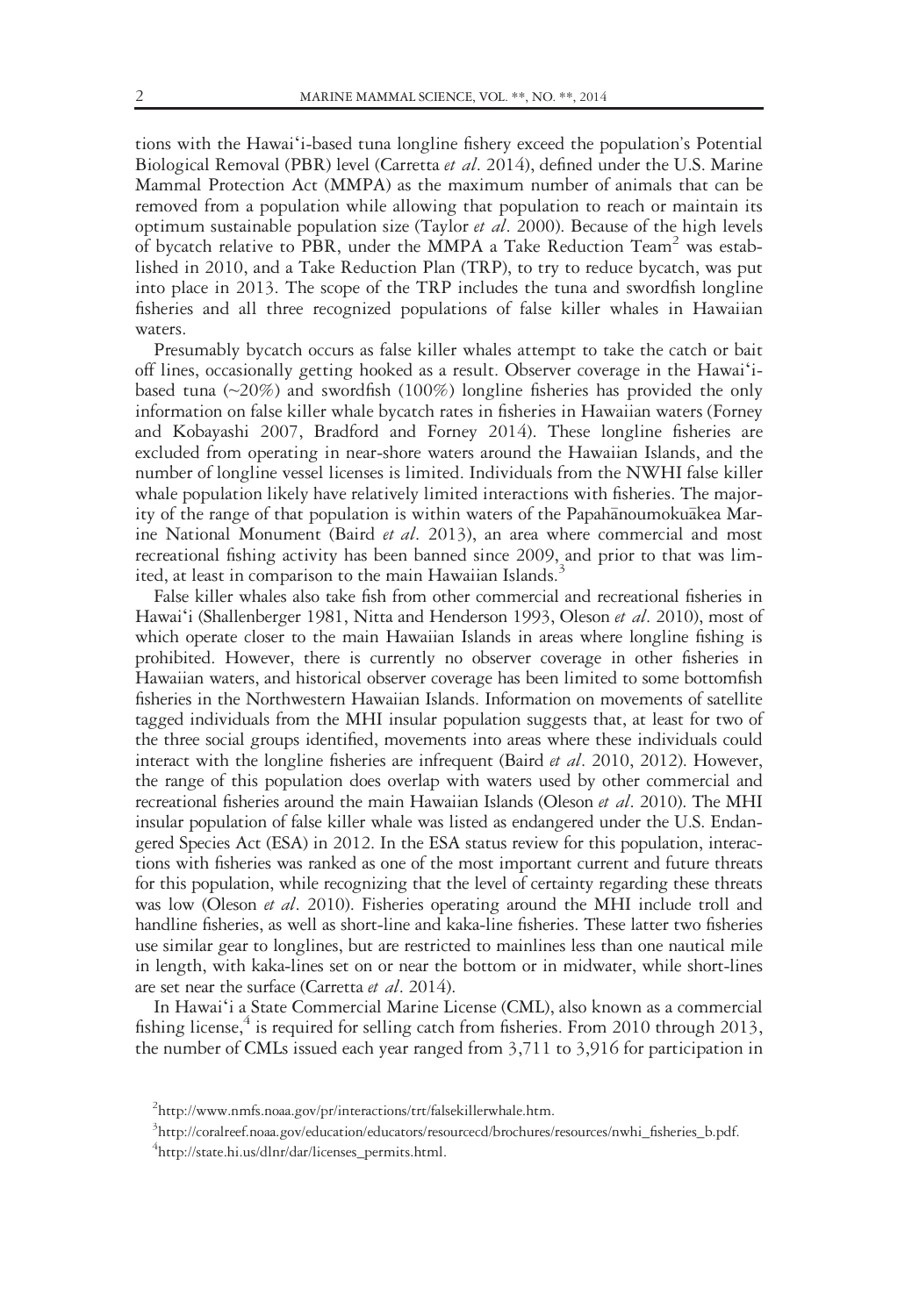tions with the Hawai'i-based tuna longline fishery exceed the population's Potential Biological Removal (PBR) level (Carretta *et al*. 2014), defined under the U.S. Marine Mammal Protection Act (MMPA) as the maximum number of animals that can be removed from a population while allowing that population to reach or maintain its optimum sustainable population size (Taylor *et al*. 2000). Because of the high levels of bycatch relative to PBR, under the MMPA a Take Reduction Team[2] was established in 2010, and a Take Reduction Plan (TRP), to try to reduce bycatch, was put into place in 2013. The scope of the TRP includes the tuna and swordfish longline fisheries and all three recognized populations of false killer whales in Hawaiian waters.

Presumably bycatch occurs as false killer whales attempt to take the catch or bait off lines, occasionally getting hooked as a result. Observer coverage in the Hawai'i-based tuna (~20%) and swordfish (100%) longline fisheries has provided the only information on false killer whale bycatch rates in fisheries in Hawaiian waters (Forney and Kobayashi 2007, Bradford and Forney 2014). These longline fisheries are excluded from operating in near-shore waters around the Hawaiian Islands, and the number of longline vessel licenses is limited. Individuals from the NWHI false killer whale population likely have relatively limited interactions with fisheries. The majority of the range of that population is within waters of the Papahānoumokuākea Marine National Monument (Baird *et al*. 2013), an area where commercial and most recreational fishing activity has been banned since 2009, and prior to that was limited, at least in comparison to the main Hawaiian Islands.[3]

False killer whales also take fish from other commercial and recreational fisheries in Hawai'i (Shallenberger 1981, Nitta and Henderson 1993, Oleson *et al*. 2010), most of which operate closer to the main Hawaiian Islands in areas where longline fishing is prohibited. However, there is currently no observer coverage in other fisheries in Hawaiian waters, and historical observer coverage has been limited to some bottomfish fisheries in the Northwestern Hawaiian Islands. Information on movements of satellite tagged individuals from the MHI insular population suggests that, at least for two of the three social groups identified, movements into areas where these individuals could interact with the longline fisheries are infrequent (Baird *et al*. 2010, 2012). However, the range of this population does overlap with waters used by other commercial and recreational fisheries around the main Hawaiian Islands (Oleson *et al*. 2010). The MHI insular population of false killer whale was listed as endangered under the U.S. Endangered Species Act (ESA) in 2012. In the ESA status review for this population, interactions with fisheries was ranked as one of the most important current and future threats for this population, while recognizing that the level of certainty regarding these threats was low (Oleson *et al*. 2010). Fisheries operating around the MHI include troll and handline fisheries, as well as short-line and kaka-line fisheries. These latter two fisheries use similar gear to longlines, but are restricted to mainlines less than one nautical mile in length, with kaka-lines set on or near the bottom or in midwater, while short-lines are set near the surface (Carretta *et al*. 2014).

In Hawai'i a State Commercial Marine License (CML), also known as a commercial fishing license,[4] is required for selling catch from fisheries. From 2010 through 2013, the number of CMLs issued each year ranged from 3,711 to 3,916 for participation in

[2] http://www.nmfs.noaa.gov/pr/interactions/trt/falsekillerwhale.htm.

[3] http://coralreef.noaa.gov/education/educators/resourcecd/brochures/resources/nwhi_fisheries_b.pdf.

[4] http://state.hi.us/dlnr/dar/licenses_permits.html.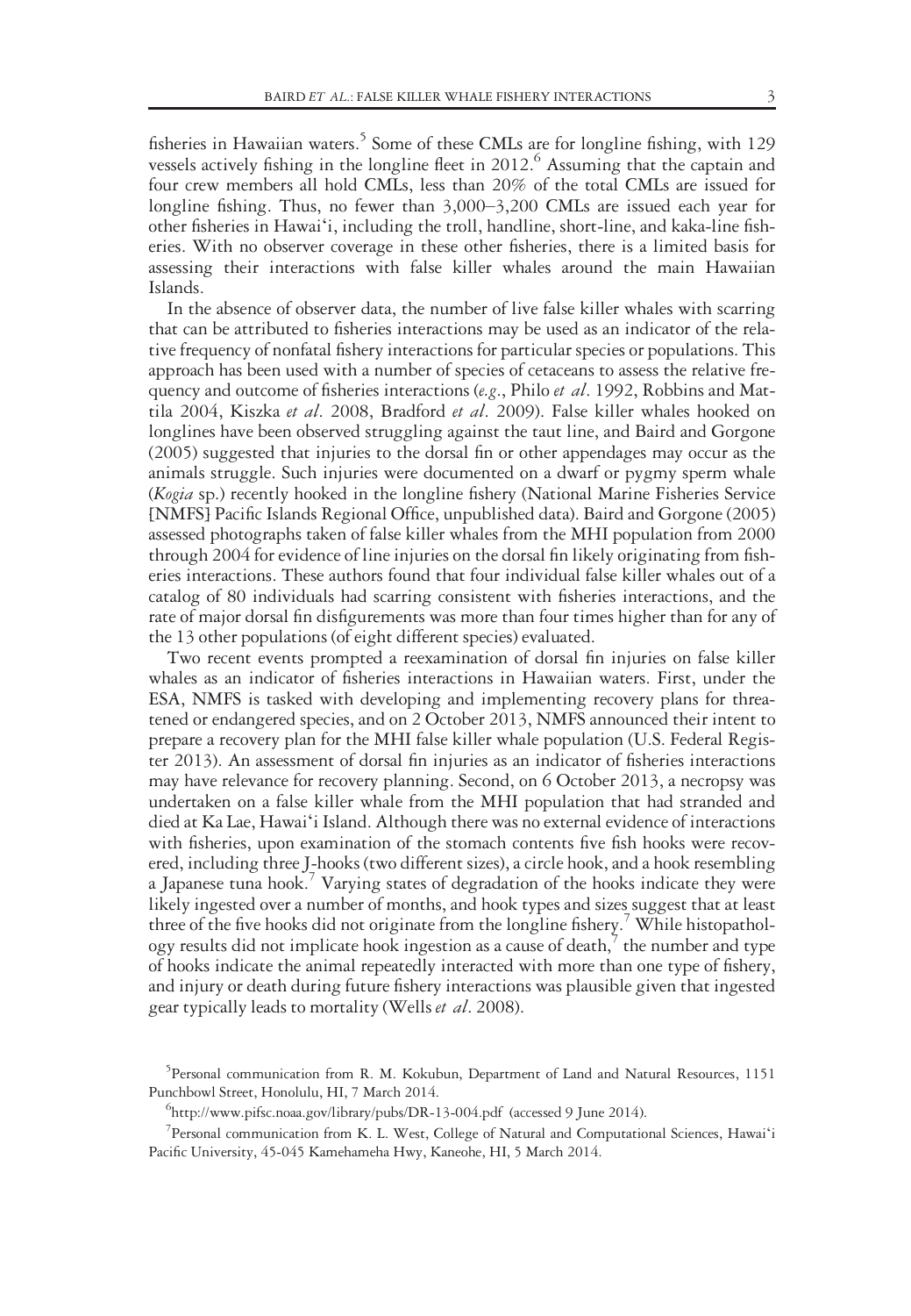fisheries in Hawaiian waters.[5] Some of these CMLs are for longline fishing, with 129 vessels actively fishing in the longline fleet in 2012.[6] Assuming that the captain and four crew members all hold CMLs, less than 20% of the total CMLs are issued for longline fishing. Thus, no fewer than 3,000–3,200 CMLs are issued each year for other fisheries in Hawai'i, including the troll, handline, short-line, and kaka-line fisheries. With no observer coverage in these other fisheries, there is a limited basis for assessing their interactions with false killer whales around the main Hawaiian Islands.

In the absence of observer data, the number of live false killer whales with scarring that can be attributed to fisheries interactions may be used as an indicator of the relative frequency of nonfatal fishery interactions for particular species or populations. This approach has been used with a number of species of cetaceans to assess the relative frequency and outcome of fisheries interactions (*e.g.*, Philo *et al*. 1992, Robbins and Mattila 2004, Kiszka *et al*. 2008, Bradford *et al*. 2009). False killer whales hooked on longlines have been observed struggling against the taut line, and Baird and Gorgone (2005) suggested that injuries to the dorsal fin or other appendages may occur as the animals struggle. Such injuries were documented on a dwarf or pygmy sperm whale (*Kogia* sp.) recently hooked in the longline fishery (National Marine Fisheries Service [NMFS] Pacific Islands Regional Office, unpublished data). Baird and Gorgone (2005) assessed photographs taken of false killer whales from the MHI population from 2000 through 2004 for evidence of line injuries on the dorsal fin likely originating from fisheries interactions. These authors found that four individual false killer whales out of a catalog of 80 individuals had scarring consistent with fisheries interactions, and the rate of major dorsal fin disfigurements was more than four times higher than for any of the 13 other populations (of eight different species) evaluated.

Two recent events prompted a reexamination of dorsal fin injuries on false killer whales as an indicator of fisheries interactions in Hawaiian waters. First, under the ESA, NMFS is tasked with developing and implementing recovery plans for threatened or endangered species, and on 2 October 2013, NMFS announced their intent to prepare a recovery plan for the MHI false killer whale population (U.S. Federal Register 2013). An assessment of dorsal fin injuries as an indicator of fisheries interactions may have relevance for recovery planning. Second, on 6 October 2013, a necropsy was undertaken on a false killer whale from the MHI population that had stranded and died at Ka Lae, Hawai'i Island. Although there was no external evidence of interactions with fisheries, upon examination of the stomach contents five fish hooks were recovered, including three J-hooks (two different sizes), a circle hook, and a hook resembling a Japanese tuna hook.[7] Varying states of degradation of the hooks indicate they were likely ingested over a number of months, and hook types and sizes suggest that at least three of the five hooks did not originate from the longline fishery.[7] While histopathology results did not implicate hook ingestion as a cause of death,[7] the number and type of hooks indicate the animal repeatedly interacted with more than one type of fishery, and injury or death during future fishery interactions was plausible given that ingested gear typically leads to mortality (Wells *et al*. 2008).

[5]Personal communication from R. M. Kokubun, Department of Land and Natural Resources, 1151 Punchbowl Street, Honolulu, HI, 7 March 2014.

[6]http://www.pifsc.noaa.gov/library/pubs/DR-13-004.pdf (accessed 9 June 2014).

[7]Personal communication from K. L. West, College of Natural and Computational Sciences, Hawai'i Pacific University, 45-045 Kamehameha Hwy, Kaneohe, HI, 5 March 2014.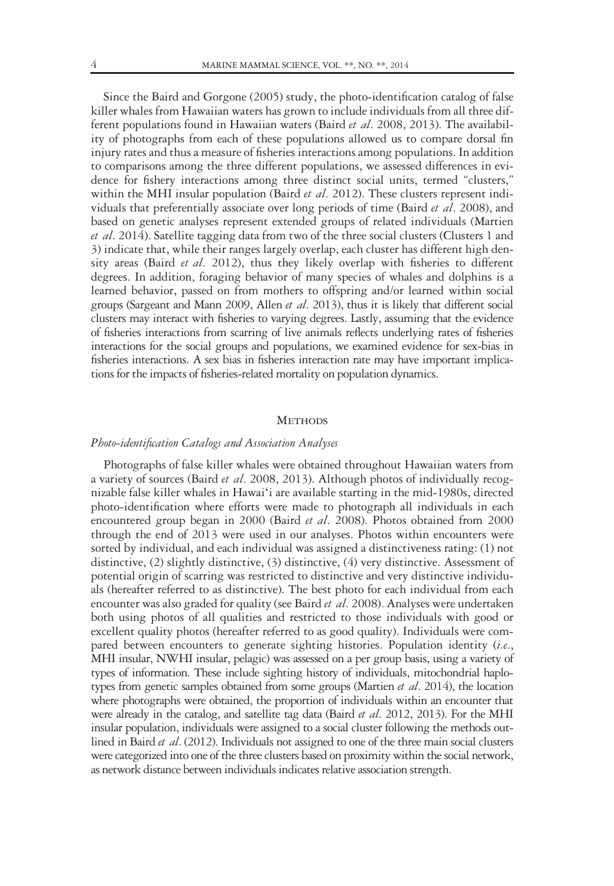Since the Baird and Gorgone (2005) study, the photo-identification catalog of false killer whales from Hawaiian waters has grown to include individuals from all three different populations found in Hawaiian waters (Baird *et al*. 2008, 2013). The availability of photographs from each of these populations allowed us to compare dorsal fin injury rates and thus a measure of fisheries interactions among populations. In addition to comparisons among the three different populations, we assessed differences in evidence for fishery interactions among three distinct social units, termed "clusters," within the MHI insular population (Baird *et al*. 2012). These clusters represent individuals that preferentially associate over long periods of time (Baird *et al*. 2008), and based on genetic analyses represent extended groups of related individuals (Martien *et al*. 2014). Satellite tagging data from two of the three social clusters (Clusters 1 and 3) indicate that, while their ranges largely overlap, each cluster has different high density areas (Baird *et al*. 2012), thus they likely overlap with fisheries to different degrees. In addition, foraging behavior of many species of whales and dolphins is a learned behavior, passed on from mothers to offspring and/or learned within social groups (Sargeant and Mann 2009, Allen *et al*. 2013), thus it is likely that different social clusters may interact with fisheries to varying degrees. Lastly, assuming that the evidence of fisheries interactions from scarring of live animals reflects underlying rates of fisheries interactions for the social groups and populations, we examined evidence for sex-bias in fisheries interactions. A sex bias in fisheries interaction rate may have important implications for the impacts of fisheries-related mortality on population dynamics.

## Methods

### *Photo-identification Catalogs and Association Analyses*

Photographs of false killer whales were obtained throughout Hawaiian waters from a variety of sources (Baird *et al*. 2008, 2013). Although photos of individually recognizable false killer whales in Hawai'i are available starting in the mid-1980s, directed photo-identification where efforts were made to photograph all individuals in each encountered group began in 2000 (Baird *et al*. 2008). Photos obtained from 2000 through the end of 2013 were used in our analyses. Photos within encounters were sorted by individual, and each individual was assigned a distinctiveness rating: (1) not distinctive, (2) slightly distinctive, (3) distinctive, (4) very distinctive. Assessment of potential origin of scarring was restricted to distinctive and very distinctive individuals (hereafter referred to as distinctive). The best photo for each individual from each encounter was also graded for quality (see Baird *et al*. 2008). Analyses were undertaken both using photos of all qualities and restricted to those individuals with good or excellent quality photos (hereafter referred to as good quality). Individuals were compared between encounters to generate sighting histories. Population identity (*i.e.*, MHI insular, NWHI insular, pelagic) was assessed on a per group basis, using a variety of types of information. These include sighting history of individuals, mitochondrial haplotypes from genetic samples obtained from some groups (Martien *et al*. 2014), the location where photographs were obtained, the proportion of individuals within an encounter that were already in the catalog, and satellite tag data (Baird *et al*. 2012, 2013). For the MHI insular population, individuals were assigned to a social cluster following the methods outlined in Baird *et al*. (2012). Individuals not assigned to one of the three main social clusters were categorized into one of the three clusters based on proximity within the social network, as network distance between individuals indicates relative association strength.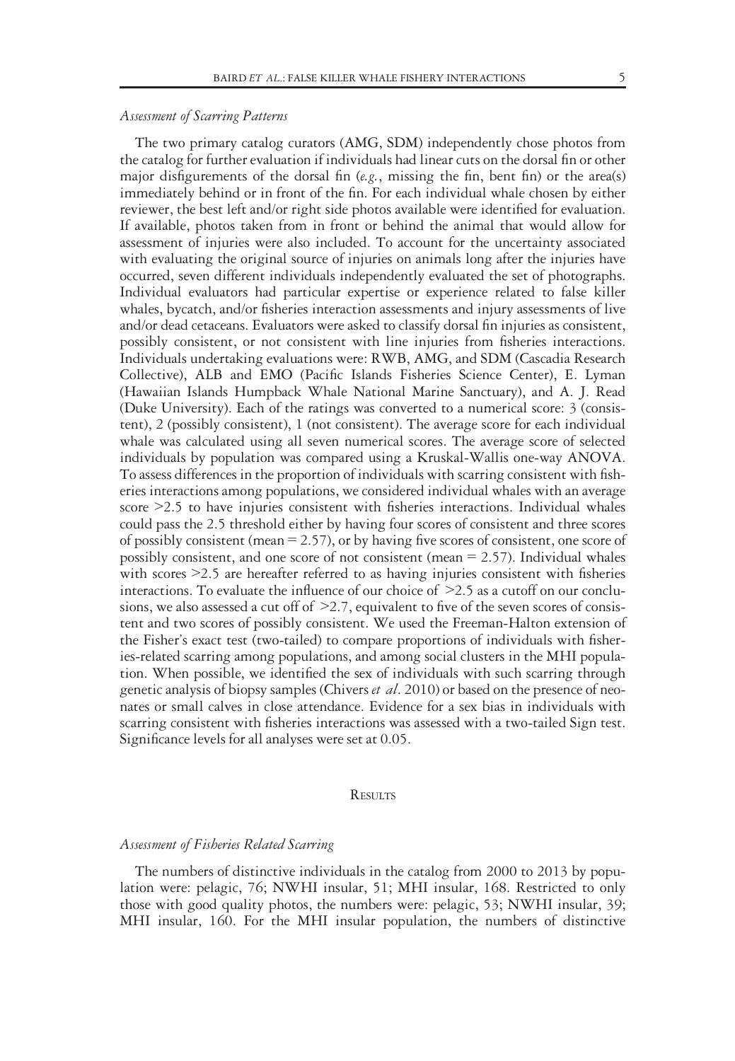### *Assessment of Scarring Patterns*

The two primary catalog curators (AMG, SDM) independently chose photos from the catalog for further evaluation if individuals had linear cuts on the dorsal fin or other major disfigurements of the dorsal fin (*e.g.*, missing the fin, bent fin) or the area(s) immediately behind or in front of the fin. For each individual whale chosen by either reviewer, the best left and/or right side photos available were identified for evaluation. If available, photos taken from in front or behind the animal that would allow for assessment of injuries were also included. To account for the uncertainty associated with evaluating the original source of injuries on animals long after the injuries have occurred, seven different individuals independently evaluated the set of photographs. Individual evaluators had particular expertise or experience related to false killer whales, bycatch, and/or fisheries interaction assessments and injury assessments of live and/or dead cetaceans. Evaluators were asked to classify dorsal fin injuries as consistent, possibly consistent, or not consistent with line injuries from fisheries interactions. Individuals undertaking evaluations were: RWB, AMG, and SDM (Cascadia Research Collective), ALB and EMO (Pacific Islands Fisheries Science Center), E. Lyman (Hawaiian Islands Humpback Whale National Marine Sanctuary), and A. J. Read (Duke University). Each of the ratings was converted to a numerical score: 3 (consistent), 2 (possibly consistent), 1 (not consistent). The average score for each individual whale was calculated using all seven numerical scores. The average score of selected individuals by population was compared using a Kruskal-Wallis one-way ANOVA. To assess differences in the proportion of individuals with scarring consistent with fisheries interactions among populations, we considered individual whales with an average score $>2.5$ to have injuries consistent with fisheries interactions. Individual whales could pass the 2.5 threshold either by having four scores of consistent and three scores of possibly consistent (mean = 2.57), or by having five scores of consistent, one score of possibly consistent, and one score of not consistent (mean = 2.57). Individual whales with scores $>2.5$ are hereafter referred to as having injuries consistent with fisheries interactions. To evaluate the influence of our choice of $>2.5$ as a cutoff on our conclusions, we also assessed a cut off of $>2.7$, equivalent to five of the seven scores of consistent and two scores of possibly consistent. We used the Freeman-Halton extension of the Fisher's exact test (two-tailed) to compare proportions of individuals with fisheries-related scarring among populations, and among social clusters in the MHI population. When possible, we identified the sex of individuals with such scarring through genetic analysis of biopsy samples (Chivers *et al*. 2010) or based on the presence of neonates or small calves in close attendance. Evidence for a sex bias in individuals with scarring consistent with fisheries interactions was assessed with a two-tailed Sign test. Significance levels for all analyses were set at 0.05.

## Results

### *Assessment of Fisheries Related Scarring*

The numbers of distinctive individuals in the catalog from 2000 to 2013 by population were: pelagic, 76; NWHI insular, 51; MHI insular, 168. Restricted to only those with good quality photos, the numbers were: pelagic, 53; NWHI insular, 39; MHI insular, 160. For the MHI insular population, the numbers of distinctive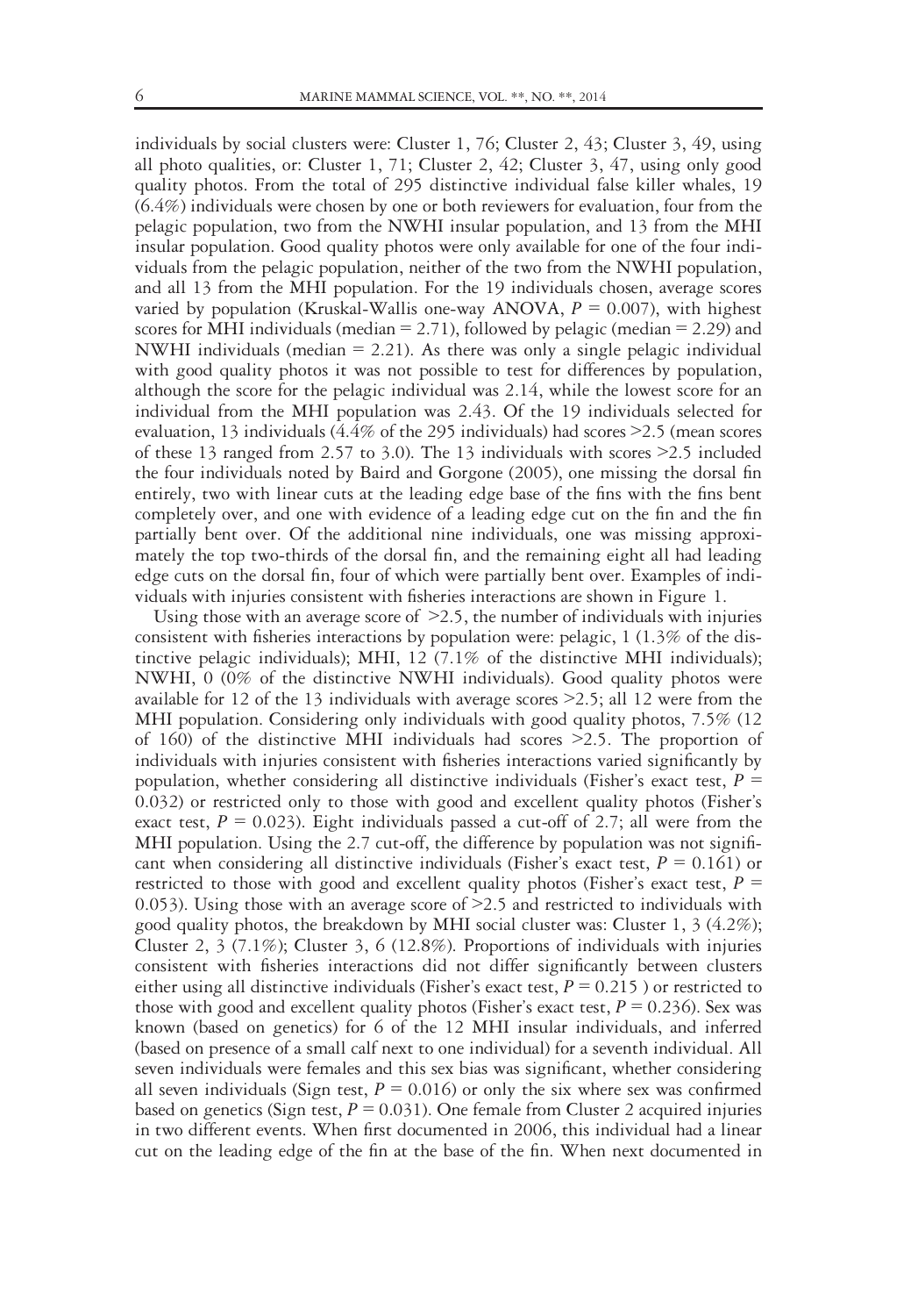individuals by social clusters were: Cluster 1, 76; Cluster 2, 43; Cluster 3, 49, using all photo qualities, or: Cluster 1, 71; Cluster 2, 42; Cluster 3, 47, using only good quality photos. From the total of 295 distinctive individual false killer whales, 19 (6.4%) individuals were chosen by one or both reviewers for evaluation, four from the pelagic population, two from the NWHI insular population, and 13 from the MHI insular population. Good quality photos were only available for one of the four individuals from the pelagic population, neither of the two from the NWHI population, and all 13 from the MHI population. For the 19 individuals chosen, average scores varied by population (Kruskal-Wallis one-way ANOVA, $P = 0.007$), with highest scores for MHI individuals (median = 2.71), followed by pelagic (median = 2.29) and NWHI individuals (median = 2.21). As there was only a single pelagic individual with good quality photos it was not possible to test for differences by population, although the score for the pelagic individual was 2.14, while the lowest score for an individual from the MHI population was 2.43. Of the 19 individuals selected for evaluation, 13 individuals (4.4% of the 295 individuals) had scores >2.5 (mean scores of these 13 ranged from 2.57 to 3.0). The 13 individuals with scores >2.5 included the four individuals noted by Baird and Gorgone (2005), one missing the dorsal fin entirely, two with linear cuts at the leading edge base of the fins with the fins bent completely over, and one with evidence of a leading edge cut on the fin and the fin partially bent over. Of the additional nine individuals, one was missing approximately the top two-thirds of the dorsal fin, and the remaining eight all had leading edge cuts on the dorsal fin, four of which were partially bent over. Examples of individuals with injuries consistent with fisheries interactions are shown in Figure 1.

Using those with an average score of >2.5, the number of individuals with injuries consistent with fisheries interactions by population were: pelagic, 1 (1.3% of the distinctive pelagic individuals); MHI, 12 (7.1% of the distinctive MHI individuals); NWHI, 0 (0% of the distinctive NWHI individuals). Good quality photos were available for 12 of the 13 individuals with average scores >2.5; all 12 were from the MHI population. Considering only individuals with good quality photos, 7.5% (12 of 160) of the distinctive MHI individuals had scores >2.5. The proportion of individuals with injuries consistent with fisheries interactions varied significantly by population, whether considering all distinctive individuals (Fisher's exact test, $P = 0.032$) or restricted only to those with good and excellent quality photos (Fisher's exact test, $P = 0.023$). Eight individuals passed a cut-off of 2.7; all were from the MHI population. Using the 2.7 cut-off, the difference by population was not significant when considering all distinctive individuals (Fisher's exact test, $P = 0.161$) or restricted to those with good and excellent quality photos (Fisher's exact test, $P = 0.053$). Using those with an average score of >2.5 and restricted to individuals with good quality photos, the breakdown by MHI social cluster was: Cluster 1, 3 (4.2%); Cluster 2, 3 (7.1%); Cluster 3, 6 (12.8%). Proportions of individuals with injuries consistent with fisheries interactions did not differ significantly between clusters either using all distinctive individuals (Fisher's exact test, $P = 0.215$ ) or restricted to those with good and excellent quality photos (Fisher's exact test, $P = 0.236$). Sex was known (based on genetics) for 6 of the 12 MHI insular individuals, and inferred (based on presence of a small calf next to one individual) for a seventh individual. All seven individuals were females and this sex bias was significant, whether considering all seven individuals (Sign test, $P = 0.016$) or only the six where sex was confirmed based on genetics (Sign test, $P = 0.031$). One female from Cluster 2 acquired injuries in two different events. When first documented in 2006, this individual had a linear cut on the leading edge of the fin at the base of the fin. When next documented in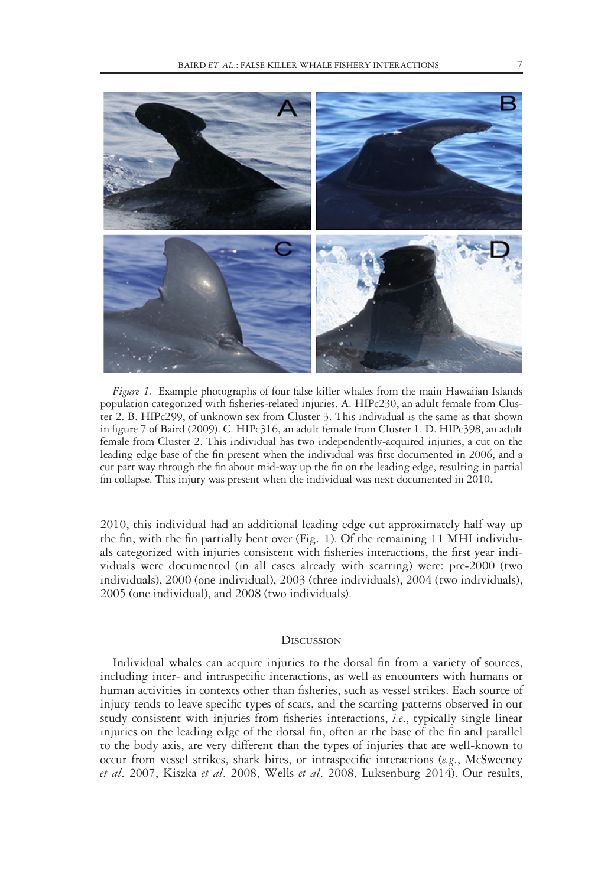*Figure 1.* Example photographs of four false killer whales from the main Hawaiian Islands population categorized with fisheries-related injuries. A. HIPc230, an adult female from Cluster 2. B. HIPc299, of unknown sex from Cluster 3. This individual is the same as that shown in figure 7 of Baird (2009). C. HIPc316, an adult female from Cluster 1. D. HIPc398, an adult female from Cluster 2. This individual has two independently-acquired injuries, a cut on the leading edge base of the fin present when the individual was first documented in 2006, and a cut part way through the fin about mid-way up the fin on the leading edge, resulting in partial fin collapse. This injury was present when the individual was next documented in 2010.

2010, this individual had an additional leading edge cut approximately half way up the fin, with the fin partially bent over (Fig. 1). Of the remaining 11 MHI individuals categorized with injuries consistent with fisheries interactions, the first year individuals were documented (in all cases already with scarring) were: pre-2000 (two individuals), 2000 (one individual), 2003 (three individuals), 2004 (two individuals), 2005 (one individual), and 2008 (two individuals).

## Discussion

Individual whales can acquire injuries to the dorsal fin from a variety of sources, including inter- and intraspecific interactions, as well as encounters with humans or human activities in contexts other than fisheries, such as vessel strikes. Each source of injury tends to leave specific types of scars, and the scarring patterns observed in our study consistent with injuries from fisheries interactions, *i.e.*, typically single linear injuries on the leading edge of the dorsal fin, often at the base of the fin and parallel to the body axis, are very different than the types of injuries that are well-known to occur from vessel strikes, shark bites, or intraspecific interactions (*e.g.*, McSweeney *et al*. 2007, Kiszka *et al*. 2008, Wells *et al*. 2008, Luksenburg 2014). Our results,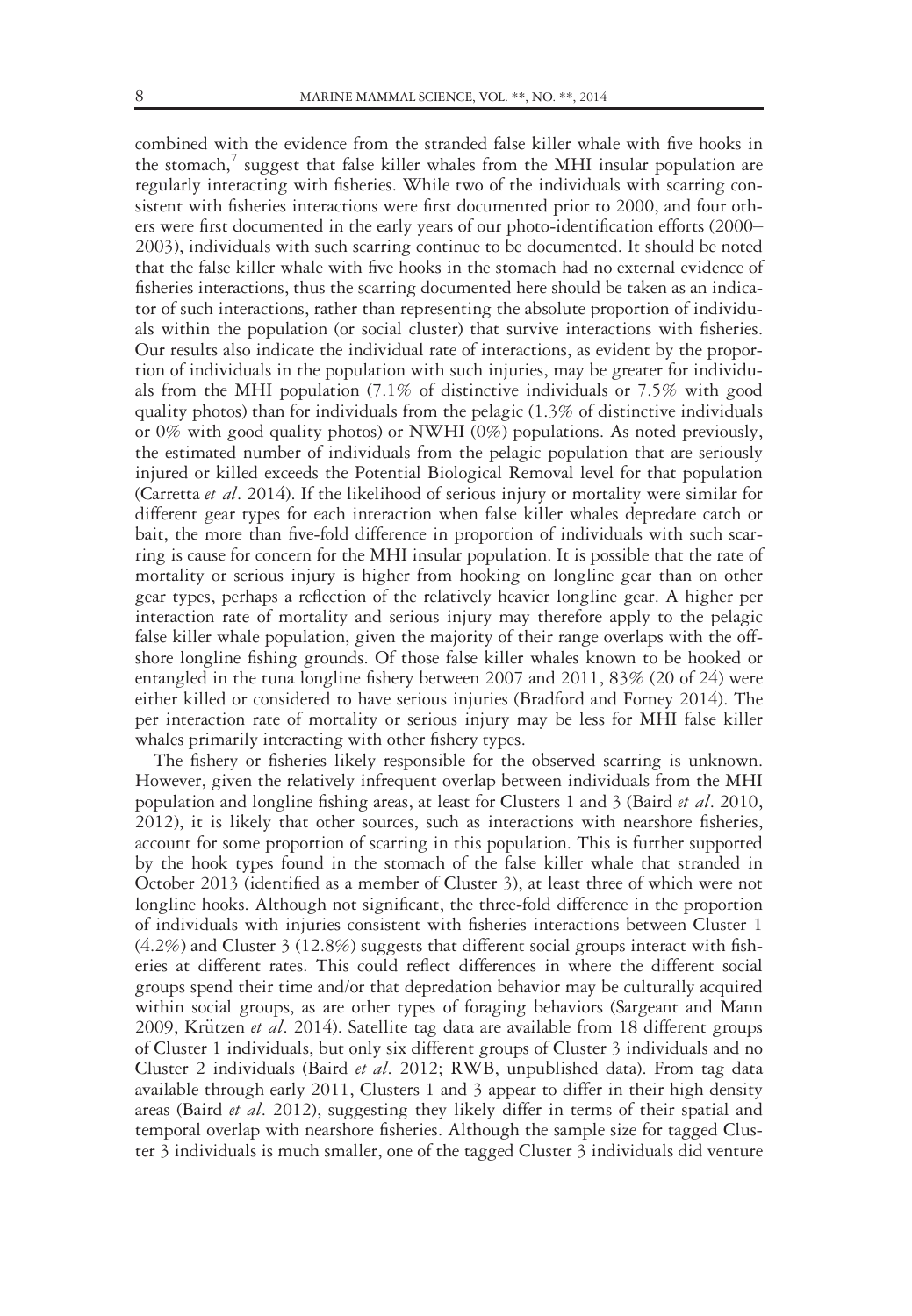combined with the evidence from the stranded false killer whale with five hooks in the stomach,[7] suggest that false killer whales from the MHI insular population are regularly interacting with fisheries. While two of the individuals with scarring consistent with fisheries interactions were first documented prior to 2000, and four others were first documented in the early years of our photo-identification efforts (2000–2003), individuals with such scarring continue to be documented. It should be noted that the false killer whale with five hooks in the stomach had no external evidence of fisheries interactions, thus the scarring documented here should be taken as an indicator of such interactions, rather than representing the absolute proportion of individuals within the population (or social cluster) that survive interactions with fisheries. Our results also indicate the individual rate of interactions, as evident by the proportion of individuals in the population with such injuries, may be greater for individuals from the MHI population (7.1% of distinctive individuals or 7.5% with good quality photos) than for individuals from the pelagic (1.3% of distinctive individuals or 0% with good quality photos) or NWHI (0%) populations. As noted previously, the estimated number of individuals from the pelagic population that are seriously injured or killed exceeds the Potential Biological Removal level for that population (Carretta *et al*. 2014). If the likelihood of serious injury or mortality were similar for different gear types for each interaction when false killer whales depredate catch or bait, the more than five-fold difference in proportion of individuals with such scarring is cause for concern for the MHI insular population. It is possible that the rate of mortality or serious injury is higher from hooking on longline gear than on other gear types, perhaps a reflection of the relatively heavier longline gear. A higher per interaction rate of mortality and serious injury may therefore apply to the pelagic false killer whale population, given the majority of their range overlaps with the offshore longline fishing grounds. Of those false killer whales known to be hooked or entangled in the tuna longline fishery between 2007 and 2011, 83% (20 of 24) were either killed or considered to have serious injuries (Bradford and Forney 2014). The per interaction rate of mortality or serious injury may be less for MHI false killer whales primarily interacting with other fishery types.

The fishery or fisheries likely responsible for the observed scarring is unknown. However, given the relatively infrequent overlap between individuals from the MHI population and longline fishing areas, at least for Clusters 1 and 3 (Baird *et al*. 2010, 2012), it is likely that other sources, such as interactions with nearshore fisheries, account for some proportion of scarring in this population. This is further supported by the hook types found in the stomach of the false killer whale that stranded in October 2013 (identified as a member of Cluster 3), at least three of which were not longline hooks. Although not significant, the three-fold difference in the proportion of individuals with injuries consistent with fisheries interactions between Cluster 1 (4.2%) and Cluster 3 (12.8%) suggests that different social groups interact with fisheries at different rates. This could reflect differences in where the different social groups spend their time and/or that depredation behavior may be culturally acquired within social groups, as are other types of foraging behaviors (Sargeant and Mann 2009, Krützen *et al*. 2014). Satellite tag data are available from 18 different groups of Cluster 1 individuals, but only six different groups of Cluster 3 individuals and no Cluster 2 individuals (Baird *et al*. 2012; RWB, unpublished data). From tag data available through early 2011, Clusters 1 and 3 appear to differ in their high density areas (Baird *et al*. 2012), suggesting they likely differ in terms of their spatial and temporal overlap with nearshore fisheries. Although the sample size for tagged Cluster 3 individuals is much smaller, one of the tagged Cluster 3 individuals did venture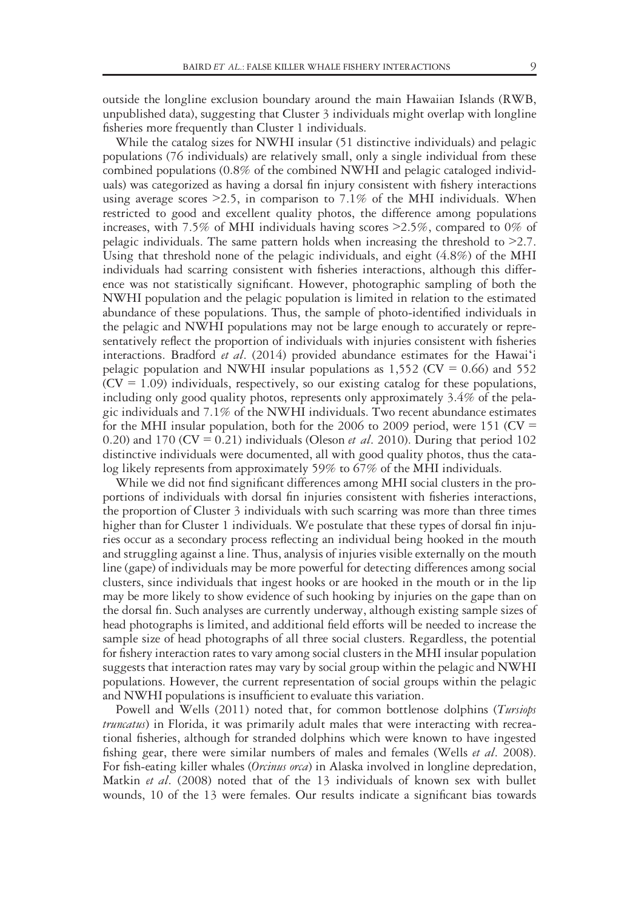outside the longline exclusion boundary around the main Hawaiian Islands (RWB, unpublished data), suggesting that Cluster 3 individuals might overlap with longline fisheries more frequently than Cluster 1 individuals.

While the catalog sizes for NWHI insular (51 distinctive individuals) and pelagic populations (76 individuals) are relatively small, only a single individual from these combined populations (0.8% of the combined NWHI and pelagic cataloged individuals) was categorized as having a dorsal fin injury consistent with fishery interactions using average scores >2.5, in comparison to 7.1% of the MHI individuals. When restricted to good and excellent quality photos, the difference among populations increases, with 7.5% of MHI individuals having scores >2.5%, compared to 0% of pelagic individuals. The same pattern holds when increasing the threshold to >2.7. Using that threshold none of the pelagic individuals, and eight (4.8%) of the MHI individuals had scarring consistent with fisheries interactions, although this difference was not statistically significant. However, photographic sampling of both the NWHI population and the pelagic population is limited in relation to the estimated abundance of these populations. Thus, the sample of photo-identified individuals in the pelagic and NWHI populations may not be large enough to accurately or representatively reflect the proportion of individuals with injuries consistent with fisheries interactions. Bradford *et al*. (2014) provided abundance estimates for the Hawai'i pelagic population and NWHI insular populations as 1,552 (CV = 0.66) and 552 (CV = 1.09) individuals, respectively, so our existing catalog for these populations, including only good quality photos, represents only approximately 3.4% of the pelagic individuals and 7.1% of the NWHI individuals. Two recent abundance estimates for the MHI insular population, both for the 2006 to 2009 period, were 151 (CV = 0.20) and 170 (CV = 0.21) individuals (Oleson *et al*. 2010). During that period 102 distinctive individuals were documented, all with good quality photos, thus the catalog likely represents from approximately 59% to 67% of the MHI individuals.

While we did not find significant differences among MHI social clusters in the proportions of individuals with dorsal fin injuries consistent with fisheries interactions, the proportion of Cluster 3 individuals with such scarring was more than three times higher than for Cluster 1 individuals. We postulate that these types of dorsal fin injuries occur as a secondary process reflecting an individual being hooked in the mouth and struggling against a line. Thus, analysis of injuries visible externally on the mouth line (gape) of individuals may be more powerful for detecting differences among social clusters, since individuals that ingest hooks or are hooked in the mouth or in the lip may be more likely to show evidence of such hooking by injuries on the gape than on the dorsal fin. Such analyses are currently underway, although existing sample sizes of head photographs is limited, and additional field efforts will be needed to increase the sample size of head photographs of all three social clusters. Regardless, the potential for fishery interaction rates to vary among social clusters in the MHI insular population suggests that interaction rates may vary by social group within the pelagic and NWHI populations. However, the current representation of social groups within the pelagic and NWHI populations is insufficient to evaluate this variation.

Powell and Wells (2011) noted that, for common bottlenose dolphins (*Tursiops truncatus*) in Florida, it was primarily adult males that were interacting with recreational fisheries, although for stranded dolphins which were known to have ingested fishing gear, there were similar numbers of males and females (Wells *et al*. 2008). For fish-eating killer whales (*Orcinus orca*) in Alaska involved in longline depredation, Matkin *et al*. (2008) noted that of the 13 individuals of known sex with bullet wounds, 10 of the 13 were females. Our results indicate a significant bias towards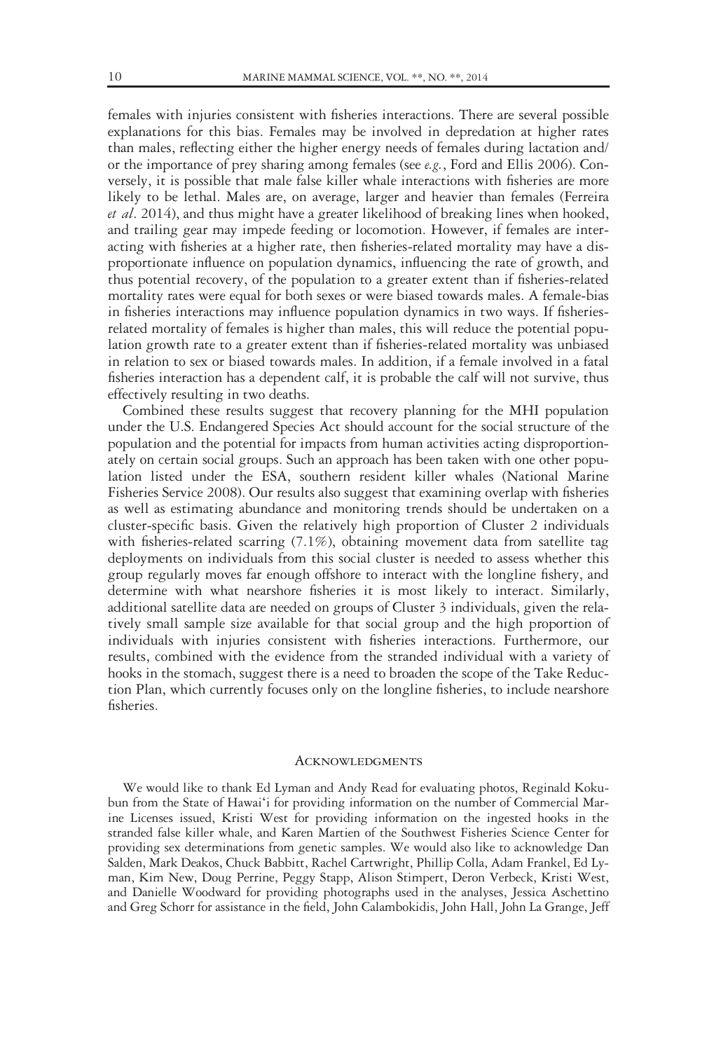females with injuries consistent with fisheries interactions. There are several possible explanations for this bias. Females may be involved in depredation at higher rates than males, reflecting either the higher energy needs of females during lactation and/or the importance of prey sharing among females (see *e.g.*, Ford and Ellis 2006). Conversely, it is possible that male false killer whale interactions with fisheries are more likely to be lethal. Males are, on average, larger and heavier than females (Ferreira *et al*. 2014), and thus might have a greater likelihood of breaking lines when hooked, and trailing gear may impede feeding or locomotion. However, if females are interacting with fisheries at a higher rate, then fisheries-related mortality may have a disproportionate influence on population dynamics, influencing the rate of growth, and thus potential recovery, of the population to a greater extent than if fisheries-related mortality rates were equal for both sexes or were biased towards males. A female-bias in fisheries interactions may influence population dynamics in two ways. If fisheries-related mortality of females is higher than males, this will reduce the potential population growth rate to a greater extent than if fisheries-related mortality was unbiased in relation to sex or biased towards males. In addition, if a female involved in a fatal fisheries interaction has a dependent calf, it is probable the calf will not survive, thus effectively resulting in two deaths.

Combined these results suggest that recovery planning for the MHI population under the U.S. Endangered Species Act should account for the social structure of the population and the potential for impacts from human activities acting disproportionately on certain social groups. Such an approach has been taken with one other population listed under the ESA, southern resident killer whales (National Marine Fisheries Service 2008). Our results also suggest that examining overlap with fisheries as well as estimating abundance and monitoring trends should be undertaken on a cluster-specific basis. Given the relatively high proportion of Cluster 2 individuals with fisheries-related scarring (7.1%), obtaining movement data from satellite tag deployments on individuals from this social cluster is needed to assess whether this group regularly moves far enough offshore to interact with the longline fishery, and determine with what nearshore fisheries it is most likely to interact. Similarly, additional satellite data are needed on groups of Cluster 3 individuals, given the relatively small sample size available for that social group and the high proportion of individuals with injuries consistent with fisheries interactions. Furthermore, our results, combined with the evidence from the stranded individual with a variety of hooks in the stomach, suggest there is a need to broaden the scope of the Take Reduction Plan, which currently focuses only on the longline fisheries, to include nearshore fisheries.

## Acknowledgments

We would like to thank Ed Lyman and Andy Read for evaluating photos, Reginald Kokubun from the State of Hawai'i for providing information on the number of Commercial Marine Licenses issued, Kristi West for providing information on the ingested hooks in the stranded false killer whale, and Karen Martien of the Southwest Fisheries Science Center for providing sex determinations from genetic samples. We would also like to acknowledge Dan Salden, Mark Deakos, Chuck Babbitt, Rachel Cartwright, Phillip Colla, Adam Frankel, Ed Lyman, Kim New, Doug Perrine, Peggy Stapp, Alison Stimpert, Deron Verbeck, Kristi West, and Danielle Woodward for providing photographs used in the analyses, Jessica Aschettino and Greg Schorr for assistance in the field, John Calambokidis, John Hall, John La Grange, Jeff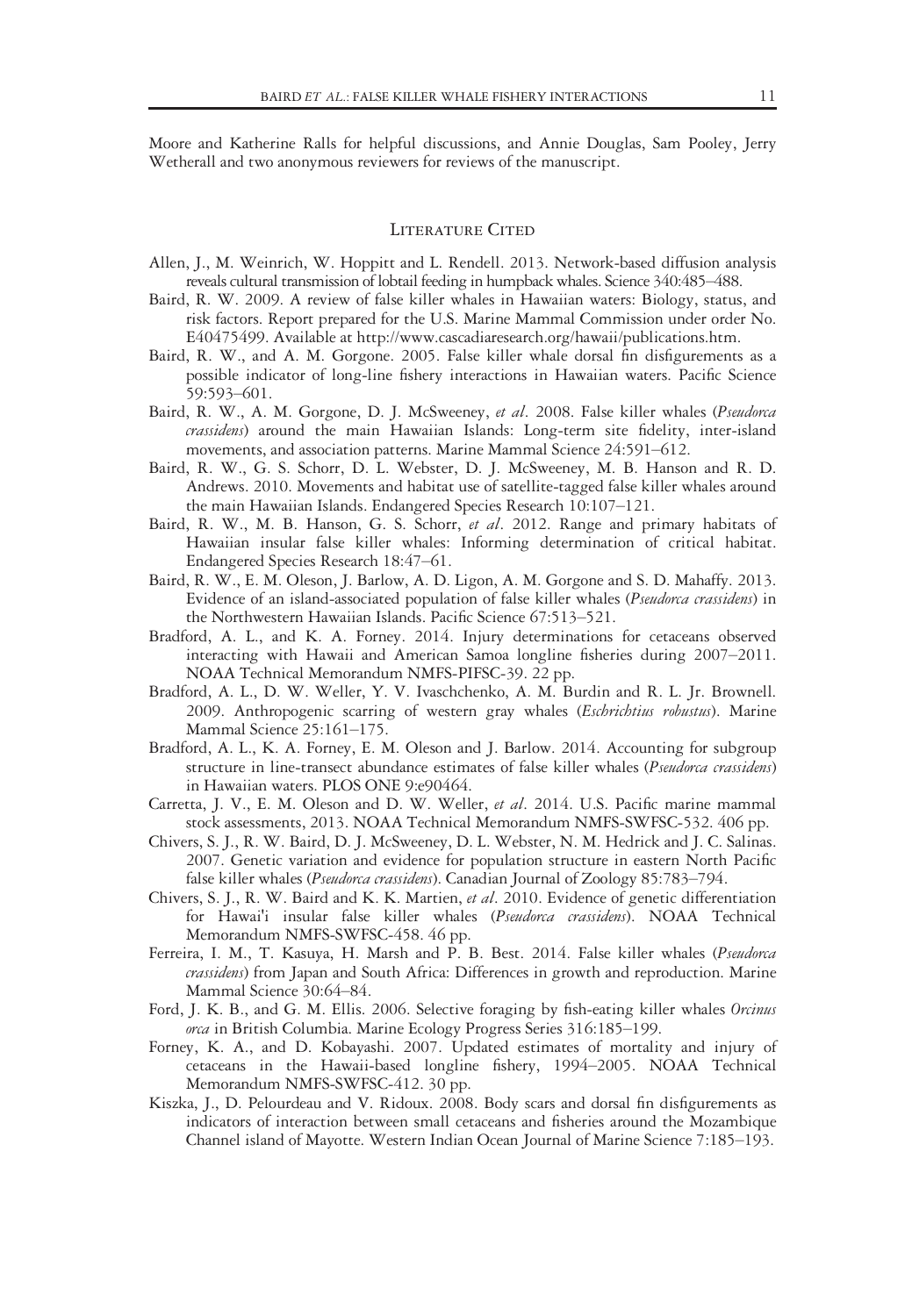Moore and Katherine Ralls for helpful discussions, and Annie Douglas, Sam Pooley, Jerry Wetherall and two anonymous reviewers for reviews of the manuscript.

## Literature Cited

Allen, J., M. Weinrich, W. Hoppitt and L. Rendell. 2013. Network-based diffusion analysis reveals cultural transmission of lobtail feeding in humpback whales. Science 340:485–488.

Baird, R. W. 2009. A review of false killer whales in Hawaiian waters: Biology, status, and risk factors. Report prepared for the U.S. Marine Mammal Commission under order No. E40475499. Available at http://www.cascadiaresearch.org/hawaii/publications.htm.

Baird, R. W., and A. M. Gorgone. 2005. False killer whale dorsal fin disfigurements as a possible indicator of long-line fishery interactions in Hawaiian waters. Pacific Science 59:593–601.

Baird, R. W., A. M. Gorgone, D. J. McSweeney, *et al*. 2008. False killer whales (*Pseudorca crassidens*) around the main Hawaiian Islands: Long-term site fidelity, inter-island movements, and association patterns. Marine Mammal Science 24:591–612.

Baird, R. W., G. S. Schorr, D. L. Webster, D. J. McSweeney, M. B. Hanson and R. D. Andrews. 2010. Movements and habitat use of satellite-tagged false killer whales around the main Hawaiian Islands. Endangered Species Research 10:107–121.

Baird, R. W., M. B. Hanson, G. S. Schorr, *et al*. 2012. Range and primary habitats of Hawaiian insular false killer whales: Informing determination of critical habitat. Endangered Species Research 18:47–61.

Baird, R. W., E. M. Oleson, J. Barlow, A. D. Ligon, A. M. Gorgone and S. D. Mahaffy. 2013. Evidence of an island-associated population of false killer whales (*Pseudorca crassidens*) in the Northwestern Hawaiian Islands. Pacific Science 67:513–521.

Bradford, A. L., and K. A. Forney. 2014. Injury determinations for cetaceans observed interacting with Hawaii and American Samoa longline fisheries during 2007–2011. NOAA Technical Memorandum NMFS-PIFSC-39. 22 pp.

Bradford, A. L., D. W. Weller, Y. V. Ivaschchenko, A. M. Burdin and R. L. Jr. Brownell. 2009. Anthropogenic scarring of western gray whales (*Eschrichtius robustus*). Marine Mammal Science 25:161–175.

Bradford, A. L., K. A. Forney, E. M. Oleson and J. Barlow. 2014. Accounting for subgroup structure in line-transect abundance estimates of false killer whales (*Pseudorca crassidens*) in Hawaiian waters. PLOS ONE 9:e90464.

Carretta, J. V., E. M. Oleson and D. W. Weller, *et al*. 2014. U.S. Pacific marine mammal stock assessments, 2013. NOAA Technical Memorandum NMFS-SWFSC-532. 406 pp.

Chivers, S. J., R. W. Baird, D. J. McSweeney, D. L. Webster, N. M. Hedrick and J. C. Salinas. 2007. Genetic variation and evidence for population structure in eastern North Pacific false killer whales (*Pseudorca crassidens*). Canadian Journal of Zoology 85:783–794.

Chivers, S. J., R. W. Baird and K. K. Martien, *et al*. 2010. Evidence of genetic differentiation for Hawai'i insular false killer whales (*Pseudorca crassidens*). NOAA Technical Memorandum NMFS-SWFSC-458. 46 pp.

Ferreira, I. M., T. Kasuya, H. Marsh and P. B. Best. 2014. False killer whales (*Pseudorca crassidens*) from Japan and South Africa: Differences in growth and reproduction. Marine Mammal Science 30:64–84.

Ford, J. K. B., and G. M. Ellis. 2006. Selective foraging by fish-eating killer whales *Orcinus orca* in British Columbia. Marine Ecology Progress Series 316:185–199.

Forney, K. A., and D. Kobayashi. 2007. Updated estimates of mortality and injury of cetaceans in the Hawaii-based longline fishery, 1994–2005. NOAA Technical Memorandum NMFS-SWFSC-412. 30 pp.

Kiszka, J., D. Pelourdeau and V. Ridoux. 2008. Body scars and dorsal fin disfigurements as indicators of interaction between small cetaceans and fisheries around the Mozambique Channel island of Mayotte. Western Indian Ocean Journal of Marine Science 7:185–193.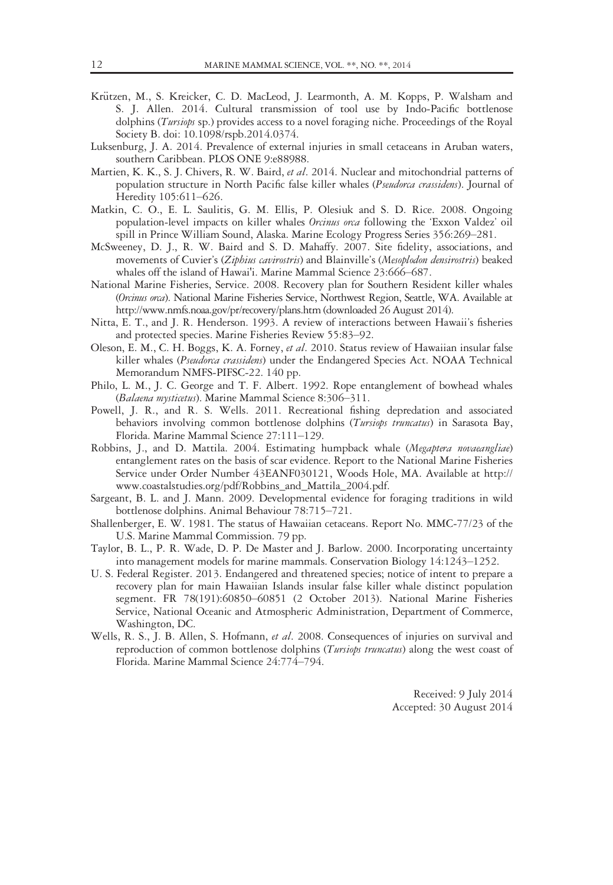Krützen, M., S. Kreicker, C. D. MacLeod, J. Learmonth, A. M. Kopps, P. Walsham and S. J. Allen. 2014. Cultural transmission of tool use by Indo-Pacific bottlenose dolphins (*Tursiops* sp.) provides access to a novel foraging niche. Proceedings of the Royal Society B. doi: 10.1098/rspb.2014.0374.

Luksenburg, J. A. 2014. Prevalence of external injuries in small cetaceans in Aruban waters, southern Caribbean. PLOS ONE 9:e88988.

Martien, K. K., S. J. Chivers, R. W. Baird, *et al*. 2014. Nuclear and mitochondrial patterns of population structure in North Pacific false killer whales (*Pseudorca crassidens*). Journal of Heredity 105:611–626.

Matkin, C. O., E. L. Saulitis, G. M. Ellis, P. Olesiuk and S. D. Rice. 2008. Ongoing population-level impacts on killer whales *Orcinus orca* following the 'Exxon Valdez' oil spill in Prince William Sound, Alaska. Marine Ecology Progress Series 356:269–281.

McSweeney, D. J., R. W. Baird and S. D. Mahaffy. 2007. Site fidelity, associations, and movements of Cuvier's (*Ziphius cavirostris*) and Blainville's (*Mesoplodon densirostris*) beaked whales off the island of Hawai'i. Marine Mammal Science 23:666–687.

National Marine Fisheries, Service. 2008. Recovery plan for Southern Resident killer whales (*Orcinus orca*). National Marine Fisheries Service, Northwest Region, Seattle, WA. Available at http://www.nmfs.noaa.gov/pr/recovery/plans.htm (downloaded 26 August 2014).

Nitta, E. T., and J. R. Henderson. 1993. A review of interactions between Hawaii's fisheries and protected species. Marine Fisheries Review 55:83–92.

Oleson, E. M., C. H. Boggs, K. A. Forney, *et al*. 2010. Status review of Hawaiian insular false killer whales (*Pseudorca crassidens*) under the Endangered Species Act. NOAA Technical Memorandum NMFS-PIFSC-22. 140 pp.

Philo, L. M., J. C. George and T. F. Albert. 1992. Rope entanglement of bowhead whales (*Balaena mysticetus*). Marine Mammal Science 8:306–311.

Powell, J. R., and R. S. Wells. 2011. Recreational fishing depredation and associated behaviors involving common bottlenose dolphins (*Tursiops truncatus*) in Sarasota Bay, Florida. Marine Mammal Science 27:111–129.

Robbins, J., and D. Mattila. 2004. Estimating humpback whale (*Megaptera novaeangliae*) entanglement rates on the basis of scar evidence. Report to the National Marine Fisheries Service under Order Number 43EANF030121, Woods Hole, MA. Available at http://www.coastalstudies.org/pdf/Robbins_and_Mattila_2004.pdf.

Sargeant, B. L. and J. Mann. 2009. Developmental evidence for foraging traditions in wild bottlenose dolphins. Animal Behaviour 78:715–721.

Shallenberger, E. W. 1981. The status of Hawaiian cetaceans. Report No. MMC-77/23 of the U.S. Marine Mammal Commission. 79 pp.

Taylor, B. L., P. R. Wade, D. P. De Master and J. Barlow. 2000. Incorporating uncertainty into management models for marine mammals. Conservation Biology 14:1243–1252.

U. S. Federal Register. 2013. Endangered and threatened species; notice of intent to prepare a recovery plan for main Hawaiian Islands insular false killer whale distinct population segment. FR 78(191):60850–60851 (2 October 2013). National Marine Fisheries Service, National Oceanic and Atmospheric Administration, Department of Commerce, Washington, DC.

Wells, R. S., J. B. Allen, S. Hofmann, *et al*. 2008. Consequences of injuries on survival and reproduction of common bottlenose dolphins (*Tursiops truncatus*) along the west coast of Florida. Marine Mammal Science 24:774–794.

Received: 9 July 2014
Accepted: 30 August 2014